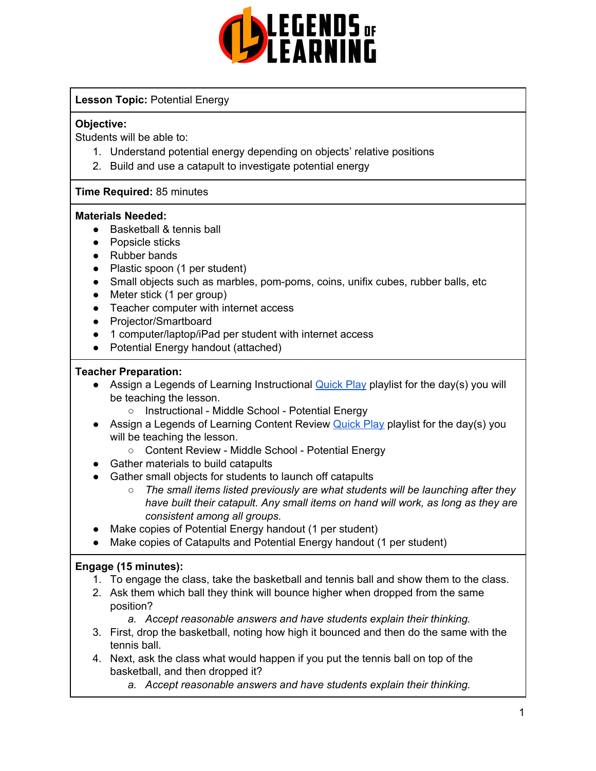**Lesson Topic:** Potential Energy

**Objective:**
Students will be able to:

1. Understand potential energy depending on objects' relative positions
2. Build and use a catapult to investigate potential energy

**Time Required:** 85 minutes

**Materials Needed:**

- Basketball & tennis ball
- Popsicle sticks
- Rubber bands
- Plastic spoon (1 per student)
- Small objects such as marbles, pom-poms, coins, unifix cubes, rubber balls, etc
- Meter stick (1 per group)
- Teacher computer with internet access
- Projector/Smartboard
- 1 computer/laptop/iPad per student with internet access
- Potential Energy handout (attached)

**Teacher Preparation:**

- Assign a Legends of Learning Instructional Quick Play playlist for the day(s) you will be teaching the lesson.
  - Instructional - Middle School - Potential Energy
- Assign a Legends of Learning Content Review Quick Play playlist for the day(s) you will be teaching the lesson.
  - Content Review - Middle School - Potential Energy
- Gather materials to build catapults
- Gather small objects for students to launch off catapults
  - *The small items listed previously are what students will be launching after they have built their catapult. Any small items on hand will work, as long as they are consistent among all groups.*
- Make copies of Potential Energy handout (1 per student)
- Make copies of Catapults and Potential Energy handout (1 per student)

**Engage (15 minutes):**

1. To engage the class, take the basketball and tennis ball and show them to the class.
2. Ask them which ball they think will bounce higher when dropped from the same position?
   a. *Accept reasonable answers and have students explain their thinking.*
3. First, drop the basketball, noting how high it bounced and then do the same with the tennis ball.
4. Next, ask the class what would happen if you put the tennis ball on top of the basketball, and then dropped it?
   a. *Accept reasonable answers and have students explain their thinking.*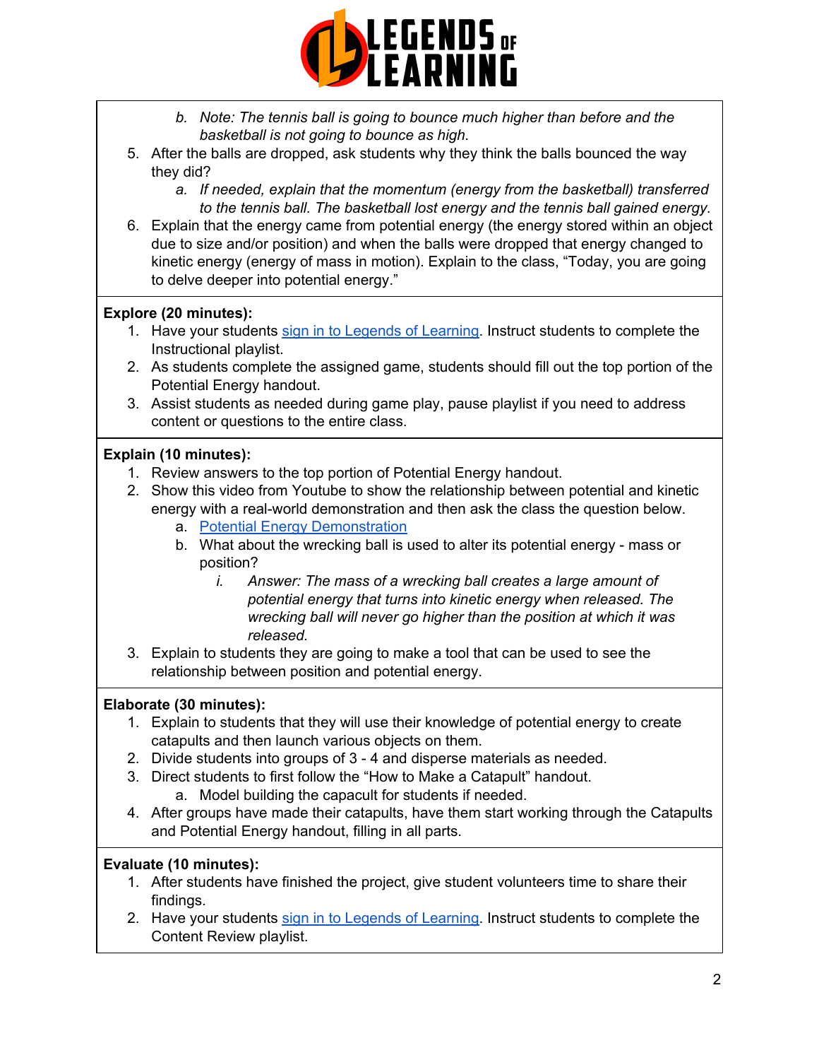b. *Note: The tennis ball is going to bounce much higher than before and the basketball is not going to bounce as high.*

5. After the balls are dropped, ask students why they think the balls bounced the way they did?
   a. *If needed, explain that the momentum (energy from the basketball) transferred to the tennis ball. The basketball lost energy and the tennis ball gained energy.*
6. Explain that the energy came from potential energy (the energy stored within an object due to size and/or position) and when the balls were dropped that energy changed to kinetic energy (energy of mass in motion). Explain to the class, "Today, you are going to delve deeper into potential energy."

**Explore (20 minutes):**

1. Have your students sign in to Legends of Learning. Instruct students to complete the Instructional playlist.
2. As students complete the assigned game, students should fill out the top portion of the Potential Energy handout.
3. Assist students as needed during game play, pause playlist if you need to address content or questions to the entire class.

**Explain (10 minutes):**

1. Review answers to the top portion of Potential Energy handout.
2. Show this video from Youtube to show the relationship between potential and kinetic energy with a real-world demonstration and then ask the class the question below.
   a. Potential Energy Demonstration
   b. What about the wrecking ball is used to alter its potential energy - mass or position?
      i. *Answer: The mass of a wrecking ball creates a large amount of potential energy that turns into kinetic energy when released. The wrecking ball will never go higher than the position at which it was released.*
3. Explain to students they are going to make a tool that can be used to see the relationship between position and potential energy.

**Elaborate (30 minutes):**

1. Explain to students that they will use their knowledge of potential energy to create catapults and then launch various objects on them.
2. Divide students into groups of 3 - 4 and disperse materials as needed.
3. Direct students to first follow the "How to Make a Catapult" handout.
   a. Model building the capacult for students if needed.
4. After groups have made their catapults, have them start working through the Catapults and Potential Energy handout, filling in all parts.

**Evaluate (10 minutes):**

1. After students have finished the project, give student volunteers time to share their findings.
2. Have your students sign in to Legends of Learning. Instruct students to complete the Content Review playlist.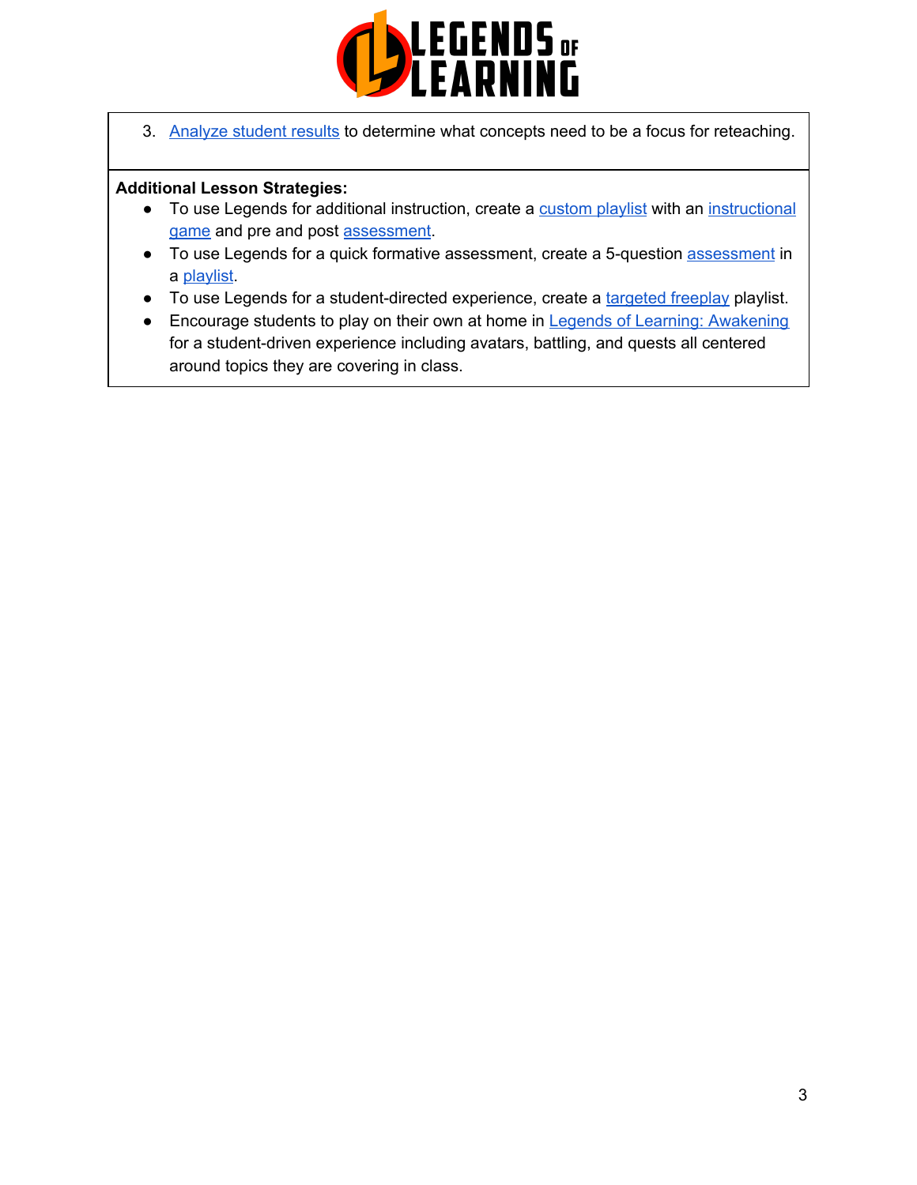3. Analyze student results to determine what concepts need to be a focus for reteaching.

**Additional Lesson Strategies:**

- To use Legends for additional instruction, create a custom playlist with an instructional game and pre and post assessment.
- To use Legends for a quick formative assessment, create a 5-question assessment in a playlist.
- To use Legends for a student-directed experience, create a targeted freeplay playlist.
- Encourage students to play on their own at home in Legends of Learning: Awakening for a student-driven experience including avatars, battling, and quests all centered around topics they are covering in class.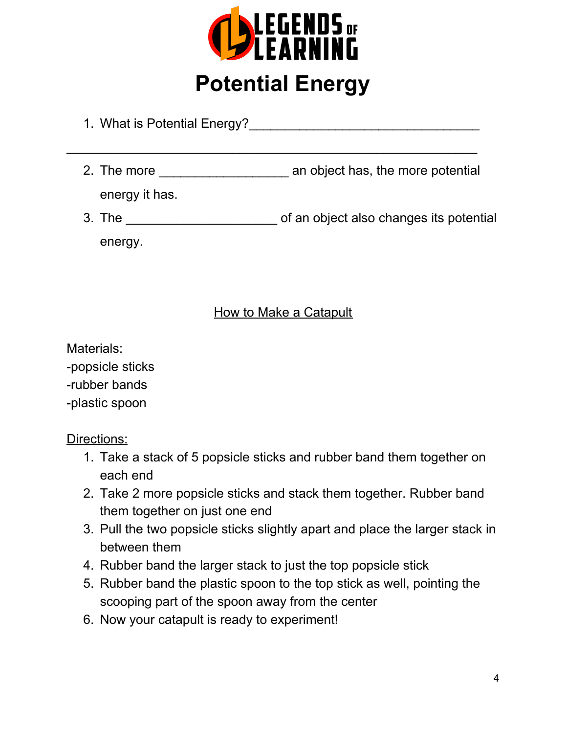# Potential Energy

1. What is Potential Energy?________________________________

___________________________________________________________

2. The more __________________ an object has, the more potential energy it has.
3. The _____________________ of an object also changes its potential energy.

## How to Make a Catapult

Materials:

-popsicle sticks
-rubber bands
-plastic spoon

Directions:

1. Take a stack of 5 popsicle sticks and rubber band them together on each end
2. Take 2 more popsicle sticks and stack them together. Rubber band them together on just one end
3. Pull the two popsicle sticks slightly apart and place the larger stack in between them
4. Rubber band the larger stack to just the top popsicle stick
5. Rubber band the plastic spoon to the top stick as well, pointing the scooping part of the spoon away from the center
6. Now your catapult is ready to experiment!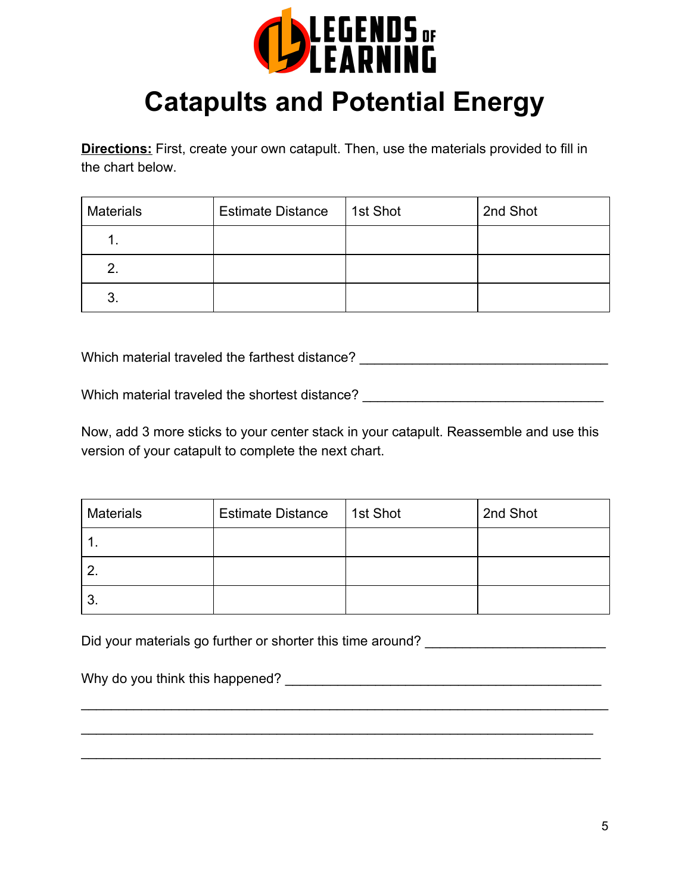# Catapults and Potential Energy

**Directions:** First, create your own catapult. Then, use the materials provided to fill in the chart below.

| Materials | Estimate Distance | 1st Shot | 2nd Shot |
|---|---|---|---|
| 1. | | | |
| 2. | | | |
| 3. | | | |

Which material traveled the farthest distance? ________________________________

Which material traveled the shortest distance? ________________________________

Now, add 3 more sticks to your center stack in your catapult. Reassemble and use this version of your catapult to complete the next chart.

| Materials | Estimate Distance | 1st Shot | 2nd Shot |
|---|---|---|---|
| 1. | | | |
| 2. | | | |
| 3. | | | |

Did your materials go further or shorter this time around? ________________________

Why do you think this happened? ________________________________________

________________________________________________________________

________________________________________________________________

________________________________________________________________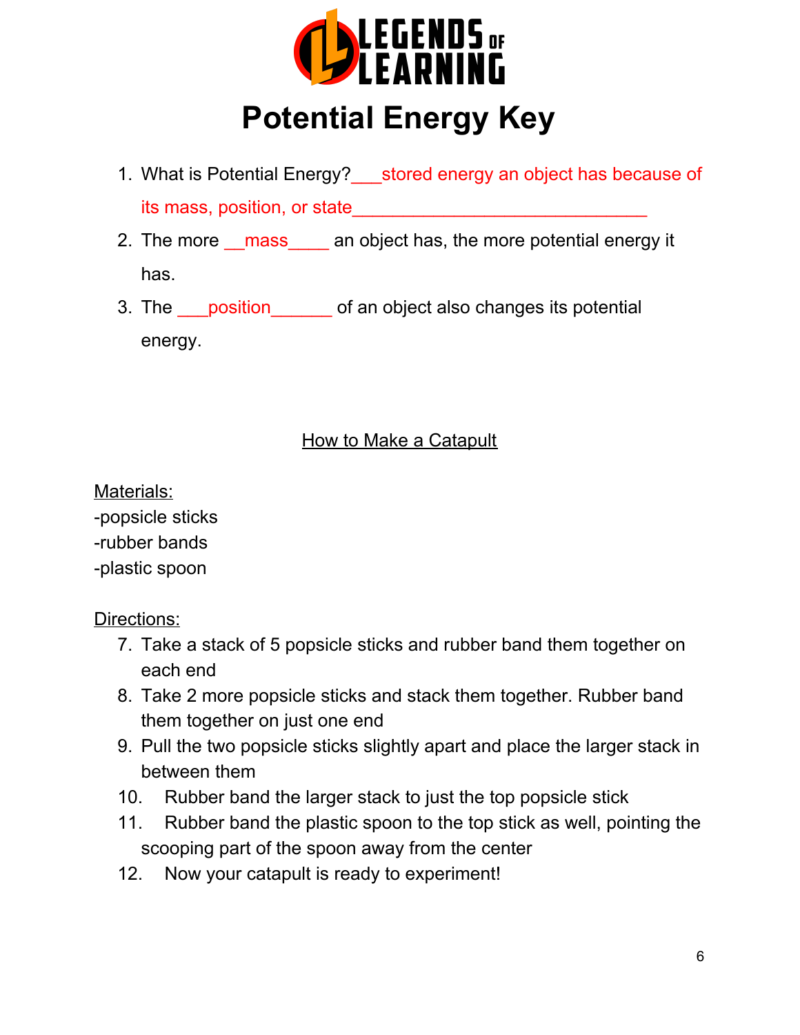LEGENDS OF LEARNING

# Potential Energy Key

1. What is Potential Energy?___stored energy an object has because of its mass, position, or state_____________________________
2. The more __mass____ an object has, the more potential energy it has.
3. The ___position______ of an object also changes its potential energy.

## How to Make a Catapult

Materials:
-popsicle sticks
-rubber bands
-plastic spoon

Directions:

7. Take a stack of 5 popsicle sticks and rubber band them together on each end
8. Take 2 more popsicle sticks and stack them together. Rubber band them together on just one end
9. Pull the two popsicle sticks slightly apart and place the larger stack in between them
10. Rubber band the larger stack to just the top popsicle stick
11. Rubber band the plastic spoon to the top stick as well, pointing the scooping part of the spoon away from the center
12. Now your catapult is ready to experiment!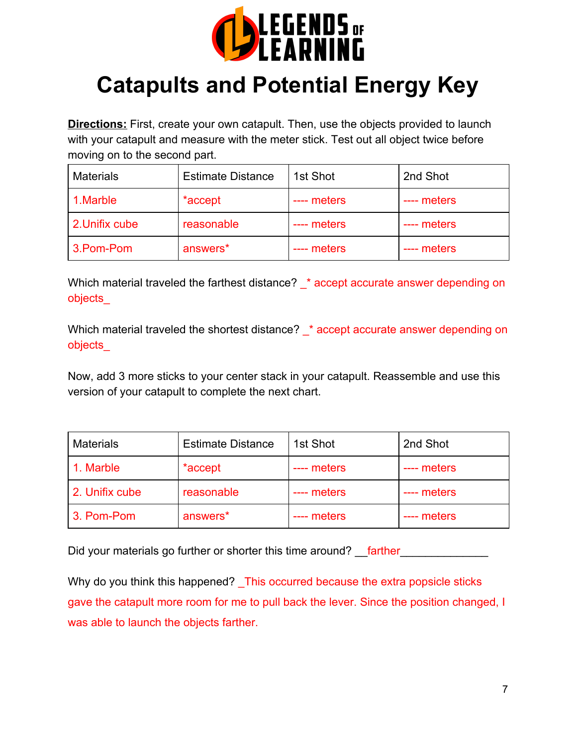# Catapults and Potential Energy Key

**Directions:** First, create your own catapult. Then, use the objects provided to launch with your catapult and measure with the meter stick. Test out all object twice before moving on to the second part.

| Materials | Estimate Distance | 1st Shot | 2nd Shot |
|---|---|---|---|
| 1.Marble | *accept | ---- meters | ---- meters |
| 2.Unifix cube | reasonable | ---- meters | ---- meters |
| 3.Pom-Pom | answers* | ---- meters | ---- meters |

Which material traveled the farthest distance? _* accept accurate answer depending on objects_

Which material traveled the shortest distance? _* accept accurate answer depending on objects_

Now, add 3 more sticks to your center stack in your catapult. Reassemble and use this version of your catapult to complete the next chart.

| Materials | Estimate Distance | 1st Shot | 2nd Shot |
|---|---|---|---|
| 1. Marble | *accept | ---- meters | ---- meters |
| 2. Unifix cube | reasonable | ---- meters | ---- meters |
| 3. Pom-Pom | answers* | ---- meters | ---- meters |

Did your materials go further or shorter this time around? __farther______________

Why do you think this happened? _This occurred because the extra popsicle sticks gave the catapult more room for me to pull back the lever. Since the position changed, I was able to launch the objects farther.